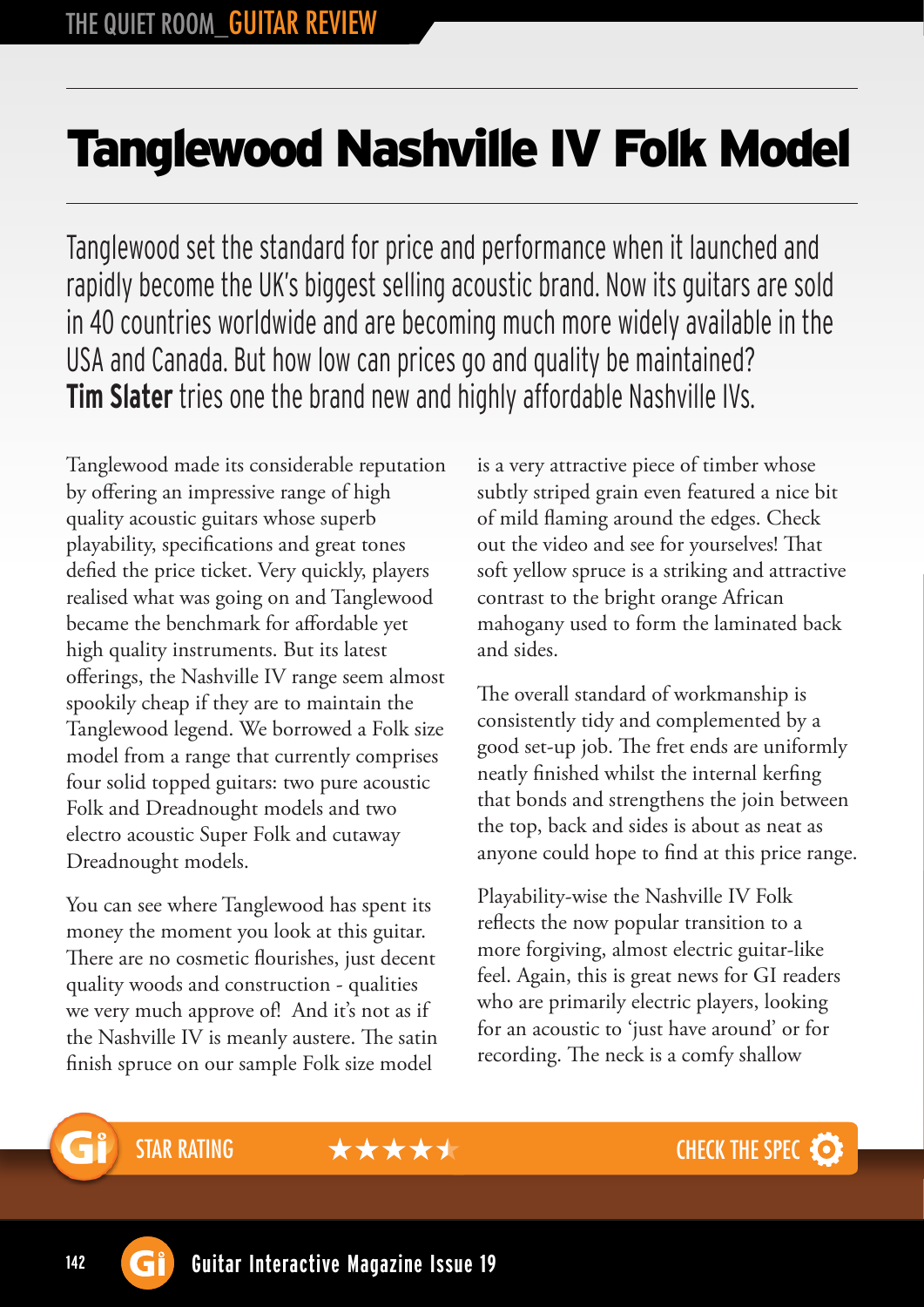# Tanglewood Nashville IV Folk Model

Tanglewood set the standard for price and performance when it launched and rapidly become the UK's biggest selling acoustic brand. Now its guitars are sold in 40 countries worldwide and are becoming much more widely available in the USA and Canada. But how low can prices go and quality be maintained? **Tim Slater** tries one the brand new and highly affordable Nashville IVs.

Tanglewood made its considerable reputation by offering an impressive range of high quality acoustic guitars whose superb playability, specifications and great tones defied the price ticket. Very quickly, players realised what was going on and Tanglewood became the benchmark for affordable yet high quality instruments. But its latest offerings, the Nashville IV range seem almost spookily cheap if they are to maintain the Tanglewood legend. We borrowed a Folk size model from a range that currently comprises four solid topped guitars: two pure acoustic Folk and Dreadnought models and two electro acoustic Super Folk and cutaway Dreadnought models.

You can see where Tanglewood has spent its money the moment you look at this guitar. There are no cosmetic flourishes, just decent quality woods and construction - qualities we very much approve of! And it's not as if the Nashville IV is meanly austere. The satin finish spruce on our sample Folk size model is a very attractive piece of timber whose subtly striped grain even featured a nice bit of mild flaming around the edges. Check out the video and see for yourselves! That soft yellow spruce is a striking and attractive contrast to the bright orange African mahogany used to form the laminated back and sides.

The overall standard of workmanship is consistently tidy and complemented by a good set-up job. The fret ends are uniformly neatly finished whilst the internal kerfing that bonds and strengthens the join between the top, back and sides is about as neat as anyone could hope to find at this price range.

Playability-wise the Nashville IV Folk reflects the now popular transition to a more forgiving, almost electric guitar-like feel. Again, this is great news for GI readers who are primarily electric players, looking for an acoustic to 'just have around' or for recording. The neck is a comfy shallow

STAR RATING ★★★★½

CHECK THE SPEC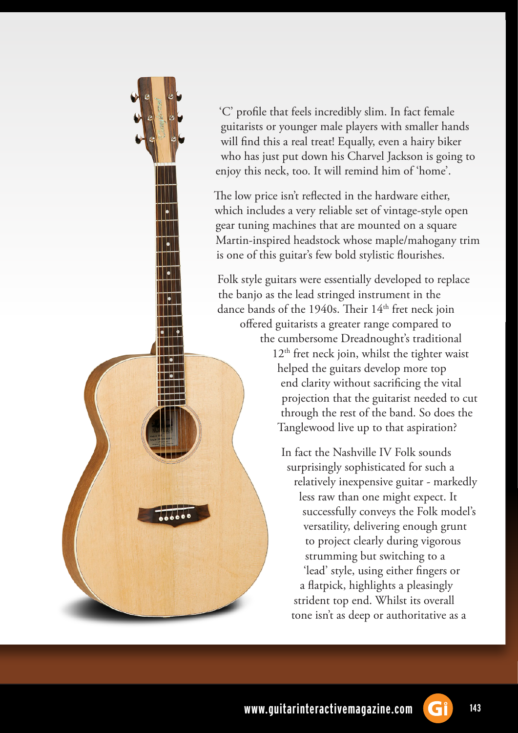'C' profile that feels incredibly slim. In fact female guitarists or younger male players with smaller hands will find this a real treat! Equally, even a hairy biker who has just put down his Charvel Jackson is going to enjoy this neck, too. It will remind him of 'home'.

The low price isn't reflected in the hardware either, which includes a very reliable set of vintage-style open gear tuning machines that are mounted on a square Martin-inspired headstock whose maple/mahogany trim is one of this guitar's few bold stylistic flourishes.

Folk style guitars were essentially developed to replace the banjo as the lead stringed instrument in the dance bands of the 1940s. Their 14th fret neck join offered guitarists a greater range compared to the cumbersome Dreadnought's traditional 12th fret neck join, whilst the tighter waist helped the guitars develop more top end clarity without sacrificing the vital projection that the guitarist needed to cut through the rest of the band. So does the Tanglewood live up to that aspiration?

In fact the Nashville IV Folk sounds surprisingly sophisticated for such a relatively inexpensive guitar - markedly less raw than one might expect. It successfully conveys the Folk model's versatility, delivering enough grunt to project clearly during vigorous strumming but switching to a 'lead' style, using either fingers or a flatpick, highlights a pleasingly strident top end. Whilst its overall tone isn't as deep or authoritative as a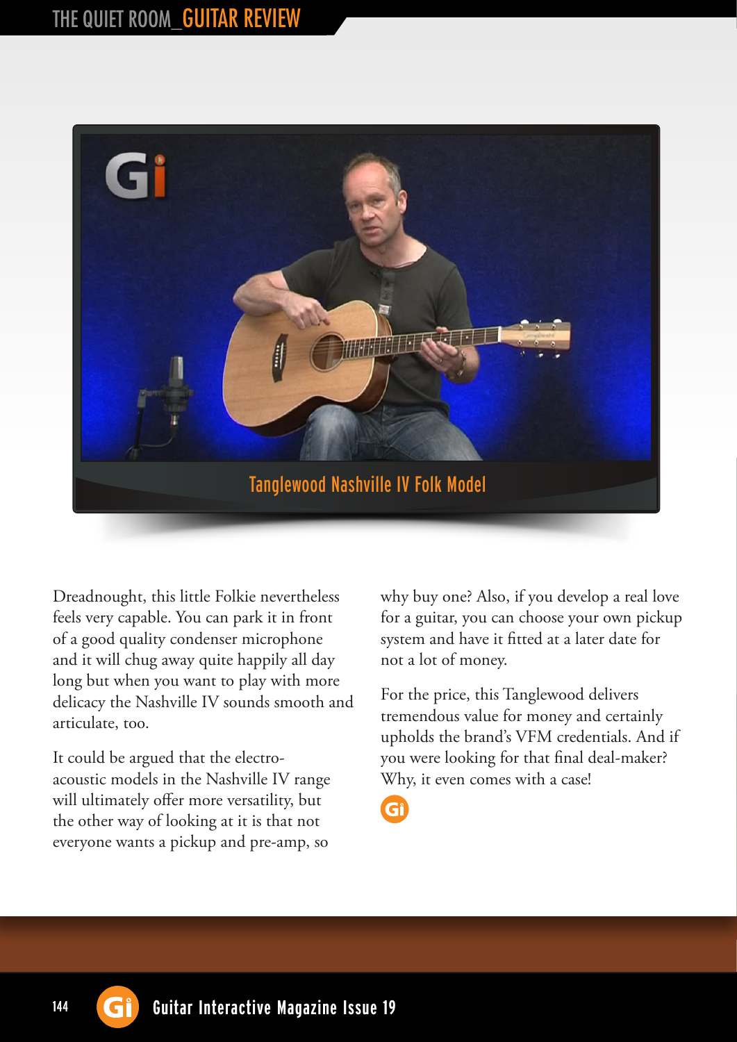Tanglewood Nashville IV Folk Model

Dreadnought, this little Folkie nevertheless feels very capable. You can park it in front of a good quality condenser microphone and it will chug away quite happily all day long but when you want to play with more delicacy the Nashville IV sounds smooth and articulate, too.

It could be argued that the electro-acoustic models in the Nashville IV range will ultimately offer more versatility, but the other way of looking at it is that not everyone wants a pickup and pre-amp, so why buy one? Also, if you develop a real love for a guitar, you can choose your own pickup system and have it fitted at a later date for not a lot of money.

For the price, this Tanglewood delivers tremendous value for money and certainly upholds the brand's VFM credentials. And if you were looking for that final deal-maker? Why, it even comes with a case!